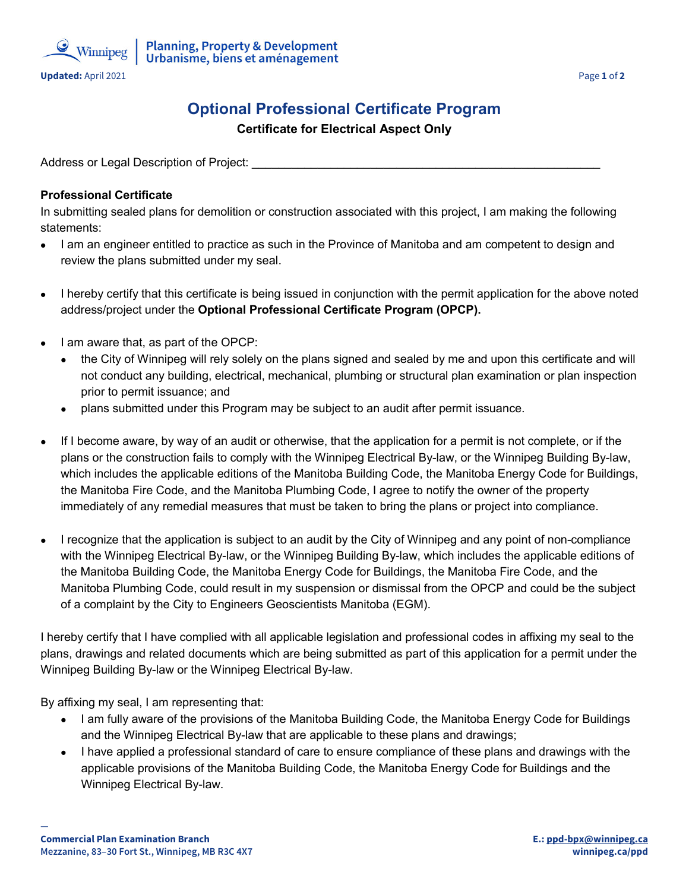# Optional Professional Certificate Program

**Certificate for Electrical Aspect Only**

Address or Legal Description of Project: ______________________________________________________

**Professional Certificate**

In submitting sealed plans for demolition or construction associated with this project, I am making the following statements:

- I am an engineer entitled to practice as such in the Province of Manitoba and am competent to design and review the plans submitted under my seal.
- I hereby certify that this certificate is being issued in conjunction with the permit application for the above noted address/project under the **Optional Professional Certificate Program (OPCP).**
- I am aware that, as part of the OPCP:
  - the City of Winnipeg will rely solely on the plans signed and sealed by me and upon this certificate and will not conduct any building, electrical, mechanical, plumbing or structural plan examination or plan inspection prior to permit issuance; and
  - plans submitted under this Program may be subject to an audit after permit issuance.
- If I become aware, by way of an audit or otherwise, that the application for a permit is not complete, or if the plans or the construction fails to comply with the Winnipeg Electrical By-law, or the Winnipeg Building By-law, which includes the applicable editions of the Manitoba Building Code, the Manitoba Energy Code for Buildings, the Manitoba Fire Code, and the Manitoba Plumbing Code, I agree to notify the owner of the property immediately of any remedial measures that must be taken to bring the plans or project into compliance.
- I recognize that the application is subject to an audit by the City of Winnipeg and any point of non-compliance with the Winnipeg Electrical By-law, or the Winnipeg Building By-law, which includes the applicable editions of the Manitoba Building Code, the Manitoba Energy Code for Buildings, the Manitoba Fire Code, and the Manitoba Plumbing Code, could result in my suspension or dismissal from the OPCP and could be the subject of a complaint by the City to Engineers Geoscientists Manitoba (EGM).

I hereby certify that I have complied with all applicable legislation and professional codes in affixing my seal to the plans, drawings and related documents which are being submitted as part of this application for a permit under the Winnipeg Building By-law or the Winnipeg Electrical By-law.

By affixing my seal, I am representing that:

- I am fully aware of the provisions of the Manitoba Building Code, the Manitoba Energy Code for Buildings and the Winnipeg Electrical By-law that are applicable to these plans and drawings;
- I have applied a professional standard of care to ensure compliance of these plans and drawings with the applicable provisions of the Manitoba Building Code, the Manitoba Energy Code for Buildings and the Winnipeg Electrical By-law.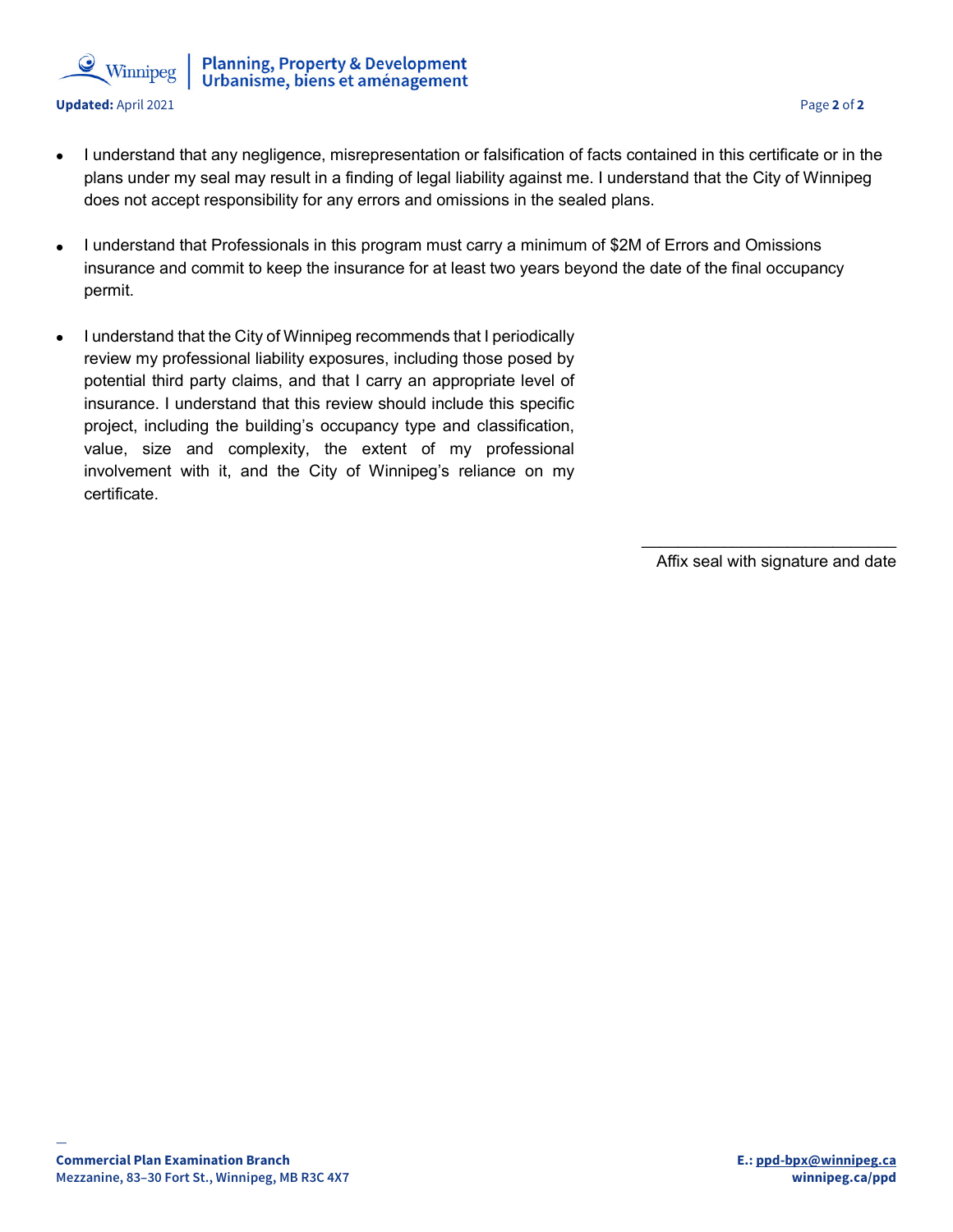- I understand that any negligence, misrepresentation or falsification of facts contained in this certificate or in the plans under my seal may result in a finding of legal liability against me. I understand that the City of Winnipeg does not accept responsibility for any errors and omissions in the sealed plans.

- I understand that Professionals in this program must carry a minimum of $2M of Errors and Omissions insurance and commit to keep the insurance for at least two years beyond the date of the final occupancy permit.

- I understand that the City of Winnipeg recommends that I periodically review my professional liability exposures, including those posed by potential third party claims, and that I carry an appropriate level of insurance. I understand that this review should include this specific project, including the building's occupancy type and classification, value, size and complexity, the extent of my professional involvement with it, and the City of Winnipeg's reliance on my certificate.

\_\_\_\_\_\_\_\_\_\_\_\_\_\_\_\_\_\_\_\_\_\_\_\_\_\_\_\_\_\_

Affix seal with signature and date